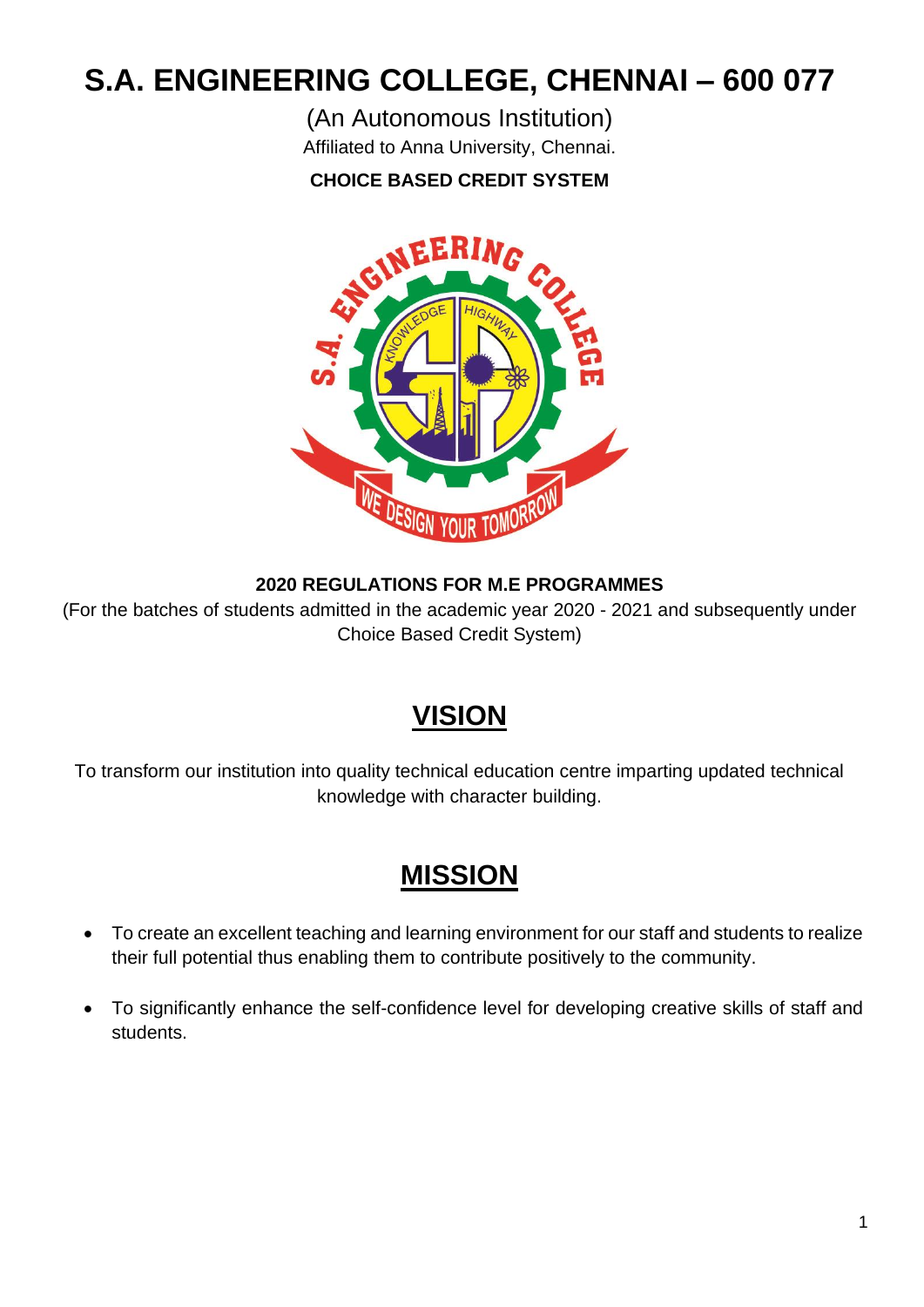# S.A. ENGINEERING COLLEGE, CHENNAI – 600 077

(An Autonomous Institution)

Affiliated to Anna University, Chennai.

**CHOICE BASED CREDIT SYSTEM**

**2020 REGULATIONS FOR M.E PROGRAMMES**

(For the batches of students admitted in the academic year 2020 - 2021 and subsequently under Choice Based Credit System)

## VISION

To transform our institution into quality technical education centre imparting updated technical knowledge with character building.

## MISSION

- To create an excellent teaching and learning environment for our staff and students to realize their full potential thus enabling them to contribute positively to the community.
- To significantly enhance the self-confidence level for developing creative skills of staff and students.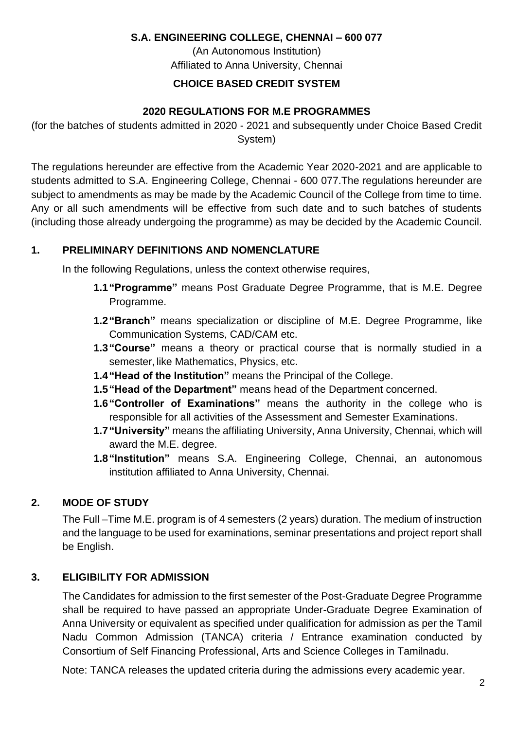**S.A. ENGINEERING COLLEGE, CHENNAI – 600 077**

(An Autonomous Institution)

Affiliated to Anna University, Chennai

**CHOICE BASED CREDIT SYSTEM**

**2020 REGULATIONS FOR M.E PROGRAMMES**

(for the batches of students admitted in 2020 - 2021 and subsequently under Choice Based Credit System)

The regulations hereunder are effective from the Academic Year 2020-2021 and are applicable to students admitted to S.A. Engineering College, Chennai - 600 077.The regulations hereunder are subject to amendments as may be made by the Academic Council of the College from time to time. Any or all such amendments will be effective from such date and to such batches of students (including those already undergoing the programme) as may be decided by the Academic Council.

## 1. PRELIMINARY DEFINITIONS AND NOMENCLATURE

In the following Regulations, unless the context otherwise requires,

- **1.1 "Programme"** means Post Graduate Degree Programme, that is M.E. Degree Programme.
- **1.2 "Branch"** means specialization or discipline of M.E. Degree Programme, like Communication Systems, CAD/CAM etc.
- **1.3 "Course"** means a theory or practical course that is normally studied in a semester, like Mathematics, Physics, etc.
- **1.4 "Head of the Institution"** means the Principal of the College.
- **1.5 "Head of the Department"** means head of the Department concerned.
- **1.6 "Controller of Examinations"** means the authority in the college who is responsible for all activities of the Assessment and Semester Examinations.
- **1.7 "University"** means the affiliating University, Anna University, Chennai, which will award the M.E. degree.
- **1.8 "Institution"** means S.A. Engineering College, Chennai, an autonomous institution affiliated to Anna University, Chennai.

## 2. MODE OF STUDY

The Full –Time M.E. program is of 4 semesters (2 years) duration. The medium of instruction and the language to be used for examinations, seminar presentations and project report shall be English.

## 3. ELIGIBILITY FOR ADMISSION

The Candidates for admission to the first semester of the Post-Graduate Degree Programme shall be required to have passed an appropriate Under-Graduate Degree Examination of Anna University or equivalent as specified under qualification for admission as per the Tamil Nadu Common Admission (TANCA) criteria / Entrance examination conducted by Consortium of Self Financing Professional, Arts and Science Colleges in Tamilnadu.

Note: TANCA releases the updated criteria during the admissions every academic year.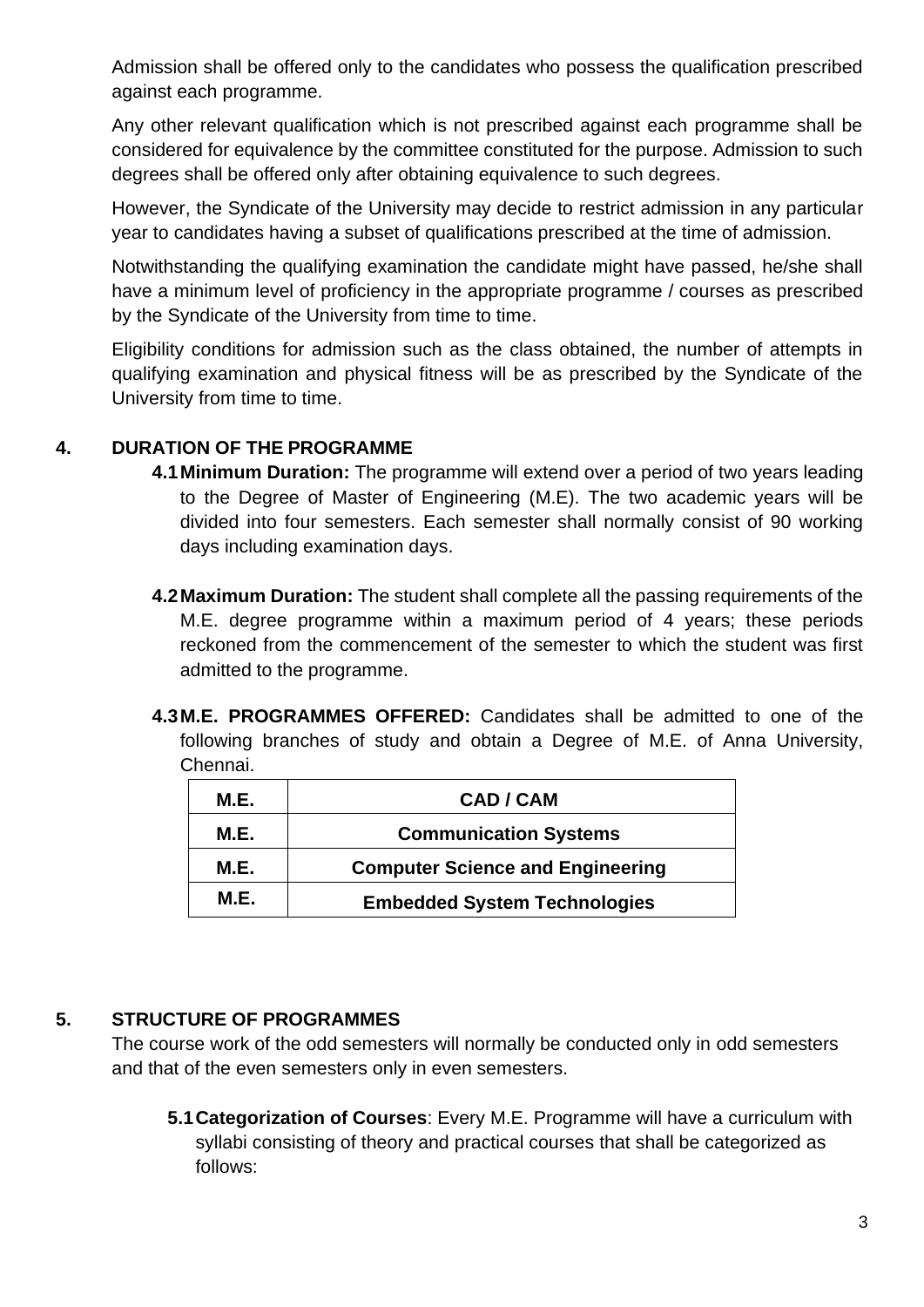Admission shall be offered only to the candidates who possess the qualification prescribed against each programme.

Any other relevant qualification which is not prescribed against each programme shall be considered for equivalence by the committee constituted for the purpose. Admission to such degrees shall be offered only after obtaining equivalence to such degrees.

However, the Syndicate of the University may decide to restrict admission in any particular year to candidates having a subset of qualifications prescribed at the time of admission.

Notwithstanding the qualifying examination the candidate might have passed, he/she shall have a minimum level of proficiency in the appropriate programme / courses as prescribed by the Syndicate of the University from time to time.

Eligibility conditions for admission such as the class obtained, the number of attempts in qualifying examination and physical fitness will be as prescribed by the Syndicate of the University from time to time.

## 4. DURATION OF THE PROGRAMME

**4.1 Minimum Duration:** The programme will extend over a period of two years leading to the Degree of Master of Engineering (M.E). The two academic years will be divided into four semesters. Each semester shall normally consist of 90 working days including examination days.

**4.2 Maximum Duration:** The student shall complete all the passing requirements of the M.E. degree programme within a maximum period of 4 years; these periods reckoned from the commencement of the semester to which the student was first admitted to the programme.

**4.3 M.E. PROGRAMMES OFFERED:** Candidates shall be admitted to one of the following branches of study and obtain a Degree of M.E. of Anna University, Chennai.

| M.E. | CAD / CAM |
|---|---|
| M.E. | Communication Systems |
| M.E. | Computer Science and Engineering |
| M.E. | Embedded System Technologies |

## 5. STRUCTURE OF PROGRAMMES

The course work of the odd semesters will normally be conducted only in odd semesters and that of the even semesters only in even semesters.

**5.1 Categorization of Courses**: Every M.E. Programme will have a curriculum with syllabi consisting of theory and practical courses that shall be categorized as follows: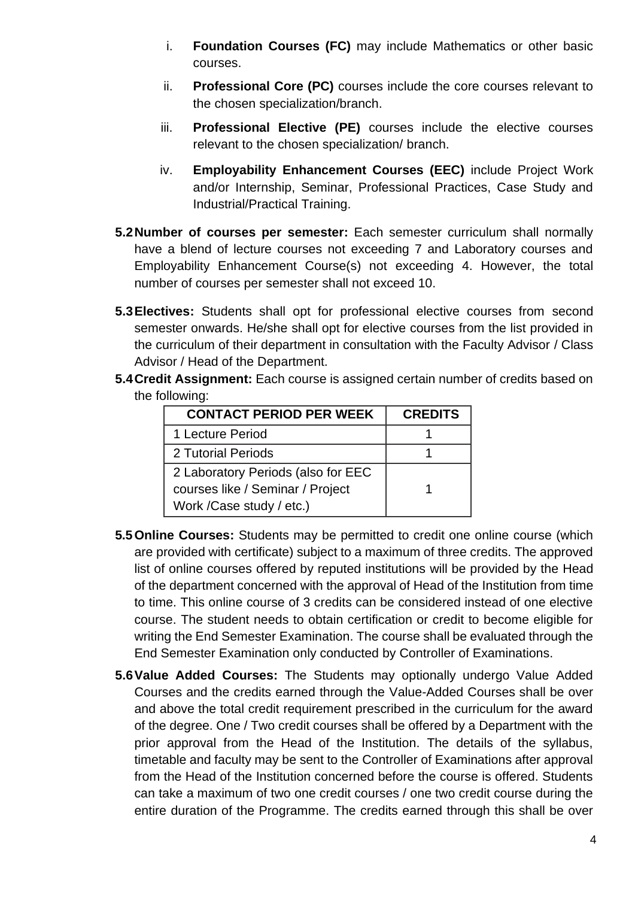i. **Foundation Courses (FC)** may include Mathematics or other basic courses.

ii. **Professional Core (PC)** courses include the core courses relevant to the chosen specialization/branch.

iii. **Professional Elective (PE)** courses include the elective courses relevant to the chosen specialization/ branch.

iv. **Employability Enhancement Courses (EEC)** include Project Work and/or Internship, Seminar, Professional Practices, Case Study and Industrial/Practical Training.

**5.2 Number of courses per semester:** Each semester curriculum shall normally have a blend of lecture courses not exceeding 7 and Laboratory courses and Employability Enhancement Course(s) not exceeding 4. However, the total number of courses per semester shall not exceed 10.

**5.3 Electives:** Students shall opt for professional elective courses from second semester onwards. He/she shall opt for elective courses from the list provided in the curriculum of their department in consultation with the Faculty Advisor / Class Advisor / Head of the Department.

**5.4 Credit Assignment:** Each course is assigned certain number of credits based on the following:

| CONTACT PERIOD PER WEEK | CREDITS |
|---|---|
| 1 Lecture Period | 1 |
| 2 Tutorial Periods | 1 |
| 2 Laboratory Periods (also for EEC courses like / Seminar / Project Work /Case study / etc.) | 1 |

**5.5 Online Courses:** Students may be permitted to credit one online course (which are provided with certificate) subject to a maximum of three credits. The approved list of online courses offered by reputed institutions will be provided by the Head of the department concerned with the approval of Head of the Institution from time to time. This online course of 3 credits can be considered instead of one elective course. The student needs to obtain certification or credit to become eligible for writing the End Semester Examination. The course shall be evaluated through the End Semester Examination only conducted by Controller of Examinations.

**5.6 Value Added Courses:** The Students may optionally undergo Value Added Courses and the credits earned through the Value-Added Courses shall be over and above the total credit requirement prescribed in the curriculum for the award of the degree. One / Two credit courses shall be offered by a Department with the prior approval from the Head of the Institution. The details of the syllabus, timetable and faculty may be sent to the Controller of Examinations after approval from the Head of the Institution concerned before the course is offered. Students can take a maximum of two one credit courses / one two credit course during the entire duration of the Programme. The credits earned through this shall be over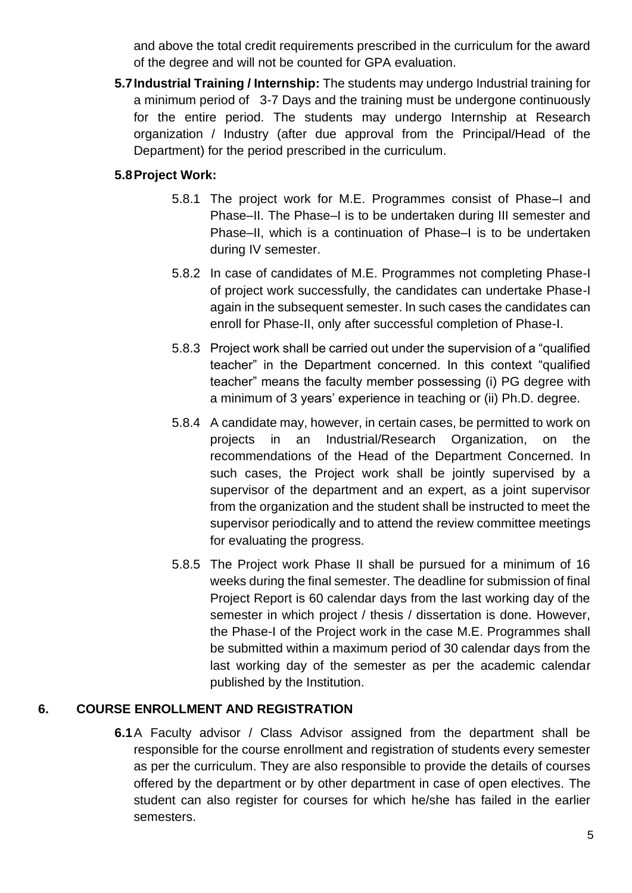and above the total credit requirements prescribed in the curriculum for the award of the degree and will not be counted for GPA evaluation.

**5.7 Industrial Training / Internship:** The students may undergo Industrial training for a minimum period of 3-7 Days and the training must be undergone continuously for the entire period. The students may undergo Internship at Research organization / Industry (after due approval from the Principal/Head of the Department) for the period prescribed in the curriculum.

**5.8 Project Work:**

5.8.1 The project work for M.E. Programmes consist of Phase–I and Phase–II. The Phase–I is to be undertaken during III semester and Phase–II, which is a continuation of Phase–I is to be undertaken during IV semester.

5.8.2 In case of candidates of M.E. Programmes not completing Phase-I of project work successfully, the candidates can undertake Phase-I again in the subsequent semester. In such cases the candidates can enroll for Phase-II, only after successful completion of Phase-I.

5.8.3 Project work shall be carried out under the supervision of a "qualified teacher" in the Department concerned. In this context "qualified teacher" means the faculty member possessing (i) PG degree with a minimum of 3 years' experience in teaching or (ii) Ph.D. degree.

5.8.4 A candidate may, however, in certain cases, be permitted to work on projects in an Industrial/Research Organization, on the recommendations of the Head of the Department Concerned. In such cases, the Project work shall be jointly supervised by a supervisor of the department and an expert, as a joint supervisor from the organization and the student shall be instructed to meet the supervisor periodically and to attend the review committee meetings for evaluating the progress.

5.8.5 The Project work Phase II shall be pursued for a minimum of 16 weeks during the final semester. The deadline for submission of final Project Report is 60 calendar days from the last working day of the semester in which project / thesis / dissertation is done. However, the Phase-I of the Project work in the case M.E. Programmes shall be submitted within a maximum period of 30 calendar days from the last working day of the semester as per the academic calendar published by the Institution.

## 6. COURSE ENROLLMENT AND REGISTRATION

**6.1** A Faculty advisor / Class Advisor assigned from the department shall be responsible for the course enrollment and registration of students every semester as per the curriculum. They are also responsible to provide the details of courses offered by the department or by other department in case of open electives. The student can also register for courses for which he/she has failed in the earlier semesters.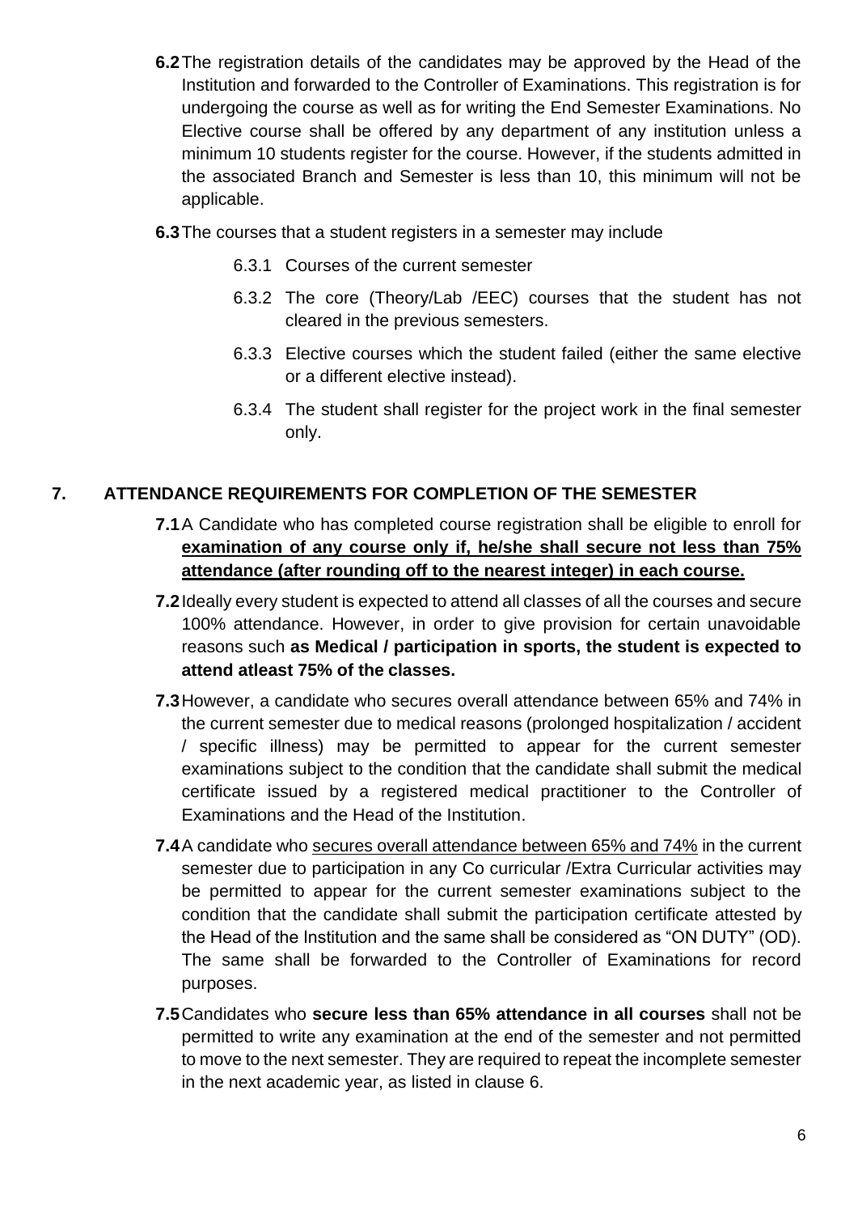**6.2** The registration details of the candidates may be approved by the Head of the Institution and forwarded to the Controller of Examinations. This registration is for undergoing the course as well as for writing the End Semester Examinations. No Elective course shall be offered by any department of any institution unless a minimum 10 students register for the course. However, if the students admitted in the associated Branch and Semester is less than 10, this minimum will not be applicable.

**6.3** The courses that a student registers in a semester may include

- 6.3.1 Courses of the current semester
- 6.3.2 The core (Theory/Lab /EEC) courses that the student has not cleared in the previous semesters.
- 6.3.3 Elective courses which the student failed (either the same elective or a different elective instead).
- 6.3.4 The student shall register for the project work in the final semester only.

## 7. ATTENDANCE REQUIREMENTS FOR COMPLETION OF THE SEMESTER

**7.1** A Candidate who has completed course registration shall be eligible to enroll for **examination of any course only if, he/she shall secure not less than 75% attendance (after rounding off to the nearest integer) in each course.**

**7.2** Ideally every student is expected to attend all classes of all the courses and secure 100% attendance. However, in order to give provision for certain unavoidable reasons such **as Medical / participation in sports, the student is expected to attend atleast 75% of the classes.**

**7.3** However, a candidate who secures overall attendance between 65% and 74% in the current semester due to medical reasons (prolonged hospitalization / accident / specific illness) may be permitted to appear for the current semester examinations subject to the condition that the candidate shall submit the medical certificate issued by a registered medical practitioner to the Controller of Examinations and the Head of the Institution.

**7.4** A candidate who secures overall attendance between 65% and 74% in the current semester due to participation in any Co curricular /Extra Curricular activities may be permitted to appear for the current semester examinations subject to the condition that the candidate shall submit the participation certificate attested by the Head of the Institution and the same shall be considered as "ON DUTY" (OD). The same shall be forwarded to the Controller of Examinations for record purposes.

**7.5** Candidates who **secure less than 65% attendance in all courses** shall not be permitted to write any examination at the end of the semester and not permitted to move to the next semester. They are required to repeat the incomplete semester in the next academic year, as listed in clause 6.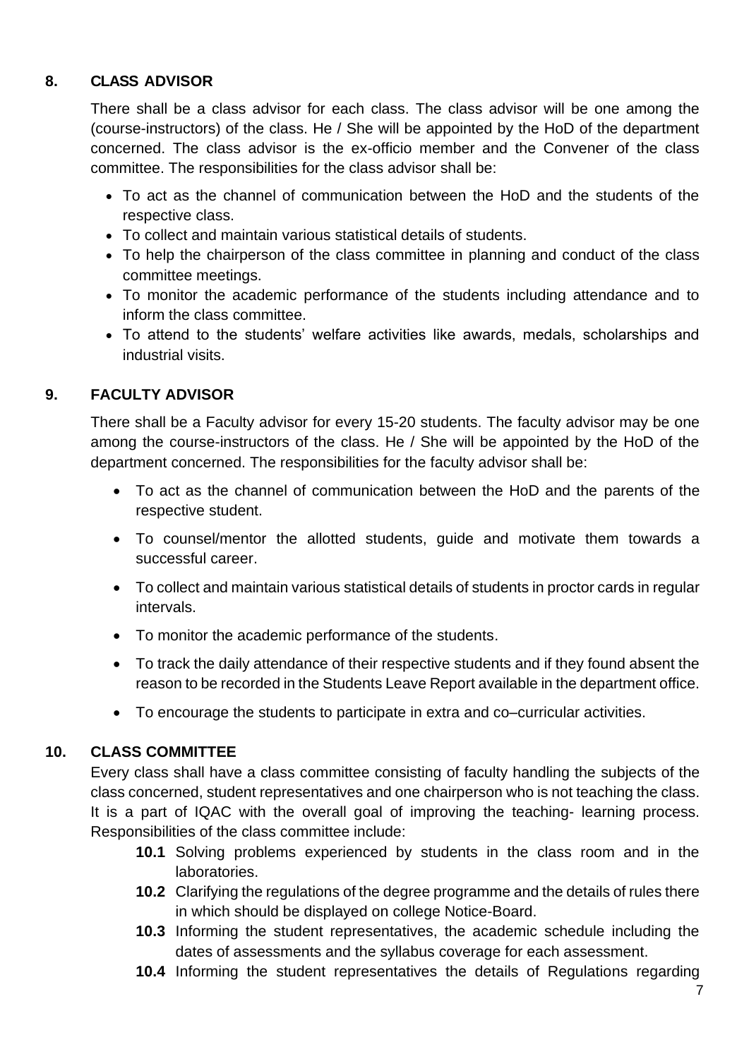## 8. CLASS ADVISOR

There shall be a class advisor for each class. The class advisor will be one among the (course-instructors) of the class. He / She will be appointed by the HoD of the department concerned. The class advisor is the ex-officio member and the Convener of the class committee. The responsibilities for the class advisor shall be:

- To act as the channel of communication between the HoD and the students of the respective class.
- To collect and maintain various statistical details of students.
- To help the chairperson of the class committee in planning and conduct of the class committee meetings.
- To monitor the academic performance of the students including attendance and to inform the class committee.
- To attend to the students' welfare activities like awards, medals, scholarships and industrial visits.

## 9. FACULTY ADVISOR

There shall be a Faculty advisor for every 15-20 students. The faculty advisor may be one among the course-instructors of the class. He / She will be appointed by the HoD of the department concerned. The responsibilities for the faculty advisor shall be:

- To act as the channel of communication between the HoD and the parents of the respective student.
- To counsel/mentor the allotted students, guide and motivate them towards a successful career.
- To collect and maintain various statistical details of students in proctor cards in regular intervals.
- To monitor the academic performance of the students.
- To track the daily attendance of their respective students and if they found absent the reason to be recorded in the Students Leave Report available in the department office.
- To encourage the students to participate in extra and co–curricular activities.

## 10. CLASS COMMITTEE

Every class shall have a class committee consisting of faculty handling the subjects of the class concerned, student representatives and one chairperson who is not teaching the class. It is a part of IQAC with the overall goal of improving the teaching- learning process. Responsibilities of the class committee include:

**10.1** Solving problems experienced by students in the class room and in the laboratories.

**10.2** Clarifying the regulations of the degree programme and the details of rules there in which should be displayed on college Notice-Board.

**10.3** Informing the student representatives, the academic schedule including the dates of assessments and the syllabus coverage for each assessment.

**10.4** Informing the student representatives the details of Regulations regarding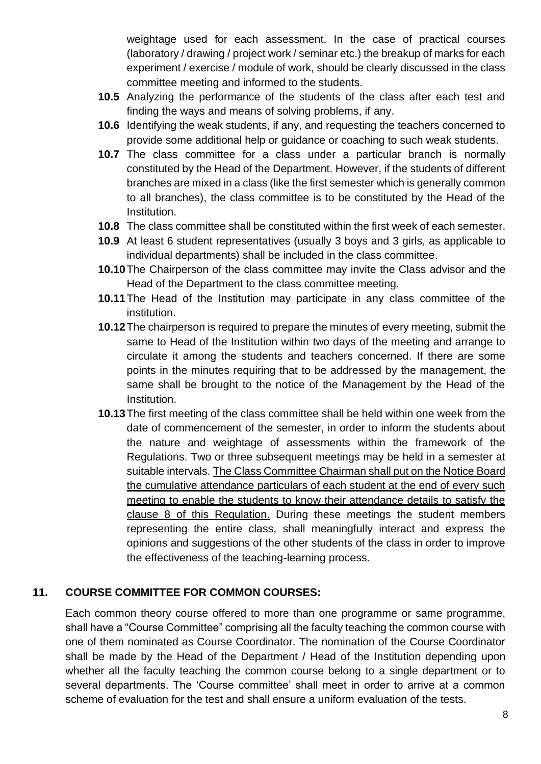weightage used for each assessment. In the case of practical courses (laboratory / drawing / project work / seminar etc.) the breakup of marks for each experiment / exercise / module of work, should be clearly discussed in the class committee meeting and informed to the students.

**10.5** Analyzing the performance of the students of the class after each test and finding the ways and means of solving problems, if any.

**10.6** Identifying the weak students, if any, and requesting the teachers concerned to provide some additional help or guidance or coaching to such weak students.

**10.7** The class committee for a class under a particular branch is normally constituted by the Head of the Department. However, if the students of different branches are mixed in a class (like the first semester which is generally common to all branches), the class committee is to be constituted by the Head of the Institution.

**10.8** The class committee shall be constituted within the first week of each semester.

**10.9** At least 6 student representatives (usually 3 boys and 3 girls, as applicable to individual departments) shall be included in the class committee.

**10.10** The Chairperson of the class committee may invite the Class advisor and the Head of the Department to the class committee meeting.

**10.11** The Head of the Institution may participate in any class committee of the institution.

**10.12** The chairperson is required to prepare the minutes of every meeting, submit the same to Head of the Institution within two days of the meeting and arrange to circulate it among the students and teachers concerned. If there are some points in the minutes requiring that to be addressed by the management, the same shall be brought to the notice of the Management by the Head of the Institution.

**10.13** The first meeting of the class committee shall be held within one week from the date of commencement of the semester, in order to inform the students about the nature and weightage of assessments within the framework of the Regulations. Two or three subsequent meetings may be held in a semester at suitable intervals. <u>The Class Committee Chairman shall put on the Notice Board the cumulative attendance particulars of each student at the end of every such meeting to enable the students to know their attendance details to satisfy the clause 8 of this Regulation.</u> During these meetings the student members representing the entire class, shall meaningfully interact and express the opinions and suggestions of the other students of the class in order to improve the effectiveness of the teaching-learning process.

## 11. COURSE COMMITTEE FOR COMMON COURSES:

Each common theory course offered to more than one programme or same programme, shall have a "Course Committee" comprising all the faculty teaching the common course with one of them nominated as Course Coordinator. The nomination of the Course Coordinator shall be made by the Head of the Department / Head of the Institution depending upon whether all the faculty teaching the common course belong to a single department or to several departments. The 'Course committee' shall meet in order to arrive at a common scheme of evaluation for the test and shall ensure a uniform evaluation of the tests.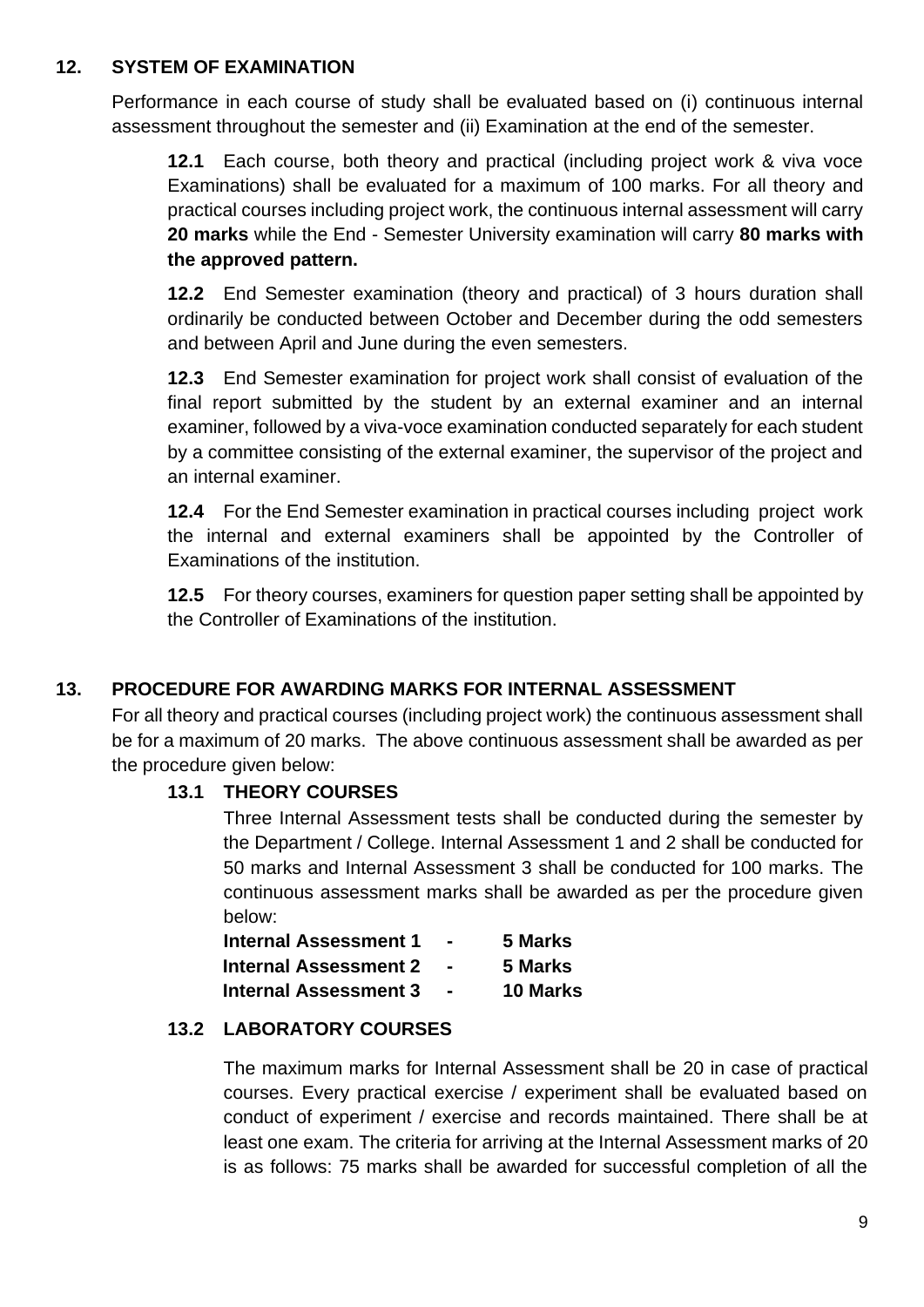## 12. SYSTEM OF EXAMINATION

Performance in each course of study shall be evaluated based on (i) continuous internal assessment throughout the semester and (ii) Examination at the end of the semester.

**12.1** Each course, both theory and practical (including project work & viva voce Examinations) shall be evaluated for a maximum of 100 marks. For all theory and practical courses including project work, the continuous internal assessment will carry **20 marks** while the End - Semester University examination will carry **80 marks with the approved pattern.**

**12.2** End Semester examination (theory and practical) of 3 hours duration shall ordinarily be conducted between October and December during the odd semesters and between April and June during the even semesters.

**12.3** End Semester examination for project work shall consist of evaluation of the final report submitted by the student by an external examiner and an internal examiner, followed by a viva-voce examination conducted separately for each student by a committee consisting of the external examiner, the supervisor of the project and an internal examiner.

**12.4** For the End Semester examination in practical courses including project work the internal and external examiners shall be appointed by the Controller of Examinations of the institution.

**12.5** For theory courses, examiners for question paper setting shall be appointed by the Controller of Examinations of the institution.

## 13. PROCEDURE FOR AWARDING MARKS FOR INTERNAL ASSESSMENT

For all theory and practical courses (including project work) the continuous assessment shall be for a maximum of 20 marks. The above continuous assessment shall be awarded as per the procedure given below:

### 13.1 THEORY COURSES

Three Internal Assessment tests shall be conducted during the semester by the Department / College. Internal Assessment 1 and 2 shall be conducted for 50 marks and Internal Assessment 3 shall be conducted for 100 marks. The continuous assessment marks shall be awarded as per the procedure given below:

**Internal Assessment 1 - 5 Marks**
**Internal Assessment 2 - 5 Marks**
**Internal Assessment 3 - 10 Marks**

### 13.2 LABORATORY COURSES

The maximum marks for Internal Assessment shall be 20 in case of practical courses. Every practical exercise / experiment shall be evaluated based on conduct of experiment / exercise and records maintained. There shall be at least one exam. The criteria for arriving at the Internal Assessment marks of 20 is as follows: 75 marks shall be awarded for successful completion of all the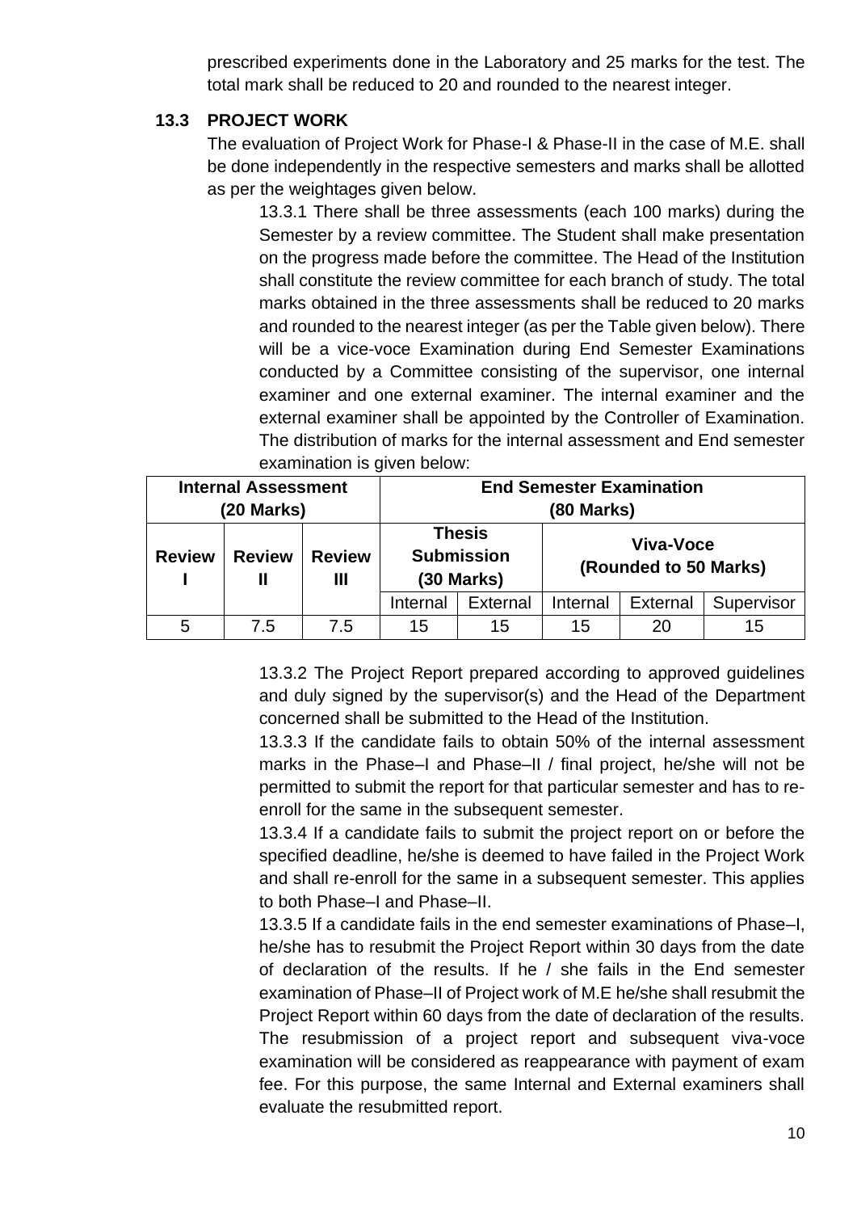prescribed experiments done in the Laboratory and 25 marks for the test. The total mark shall be reduced to 20 and rounded to the nearest integer.

### 13.3 PROJECT WORK

The evaluation of Project Work for Phase-I & Phase-II in the case of M.E. shall be done independently in the respective semesters and marks shall be allotted as per the weightages given below.

13.3.1 There shall be three assessments (each 100 marks) during the Semester by a review committee. The Student shall make presentation on the progress made before the committee. The Head of the Institution shall constitute the review committee for each branch of study. The total marks obtained in the three assessments shall be reduced to 20 marks and rounded to the nearest integer (as per the Table given below). There will be a vice-voce Examination during End Semester Examinations conducted by a Committee consisting of the supervisor, one internal examiner and one external examiner. The internal examiner and the external examiner shall be appointed by the Controller of Examination. The distribution of marks for the internal assessment and End semester examination is given below:

| **Internal Assessment (20 Marks)** | | | **End Semester Examination (80 Marks)** | | | | |
|---|---|---|---|---|---|---|---|
| **Review I** | **Review II** | **Review III** | **Thesis Submission (30 Marks)** | | **Viva-Voce (Rounded to 50 Marks)** | | |
| | | | Internal | External | Internal | External | Supervisor |
| 5 | 7.5 | 7.5 | 15 | 15 | 15 | 20 | 15 |

13.3.2 The Project Report prepared according to approved guidelines and duly signed by the supervisor(s) and the Head of the Department concerned shall be submitted to the Head of the Institution.

13.3.3 If the candidate fails to obtain 50% of the internal assessment marks in the Phase–I and Phase–II / final project, he/she will not be permitted to submit the report for that particular semester and has to re-enroll for the same in the subsequent semester.

13.3.4 If a candidate fails to submit the project report on or before the specified deadline, he/she is deemed to have failed in the Project Work and shall re-enroll for the same in a subsequent semester. This applies to both Phase–I and Phase–II.

13.3.5 If a candidate fails in the end semester examinations of Phase–I, he/she has to resubmit the Project Report within 30 days from the date of declaration of the results. If he / she fails in the End semester examination of Phase–II of Project work of M.E he/she shall resubmit the Project Report within 60 days from the date of declaration of the results. The resubmission of a project report and subsequent viva-voce examination will be considered as reappearance with payment of exam fee. For this purpose, the same Internal and External examiners shall evaluate the resubmitted report.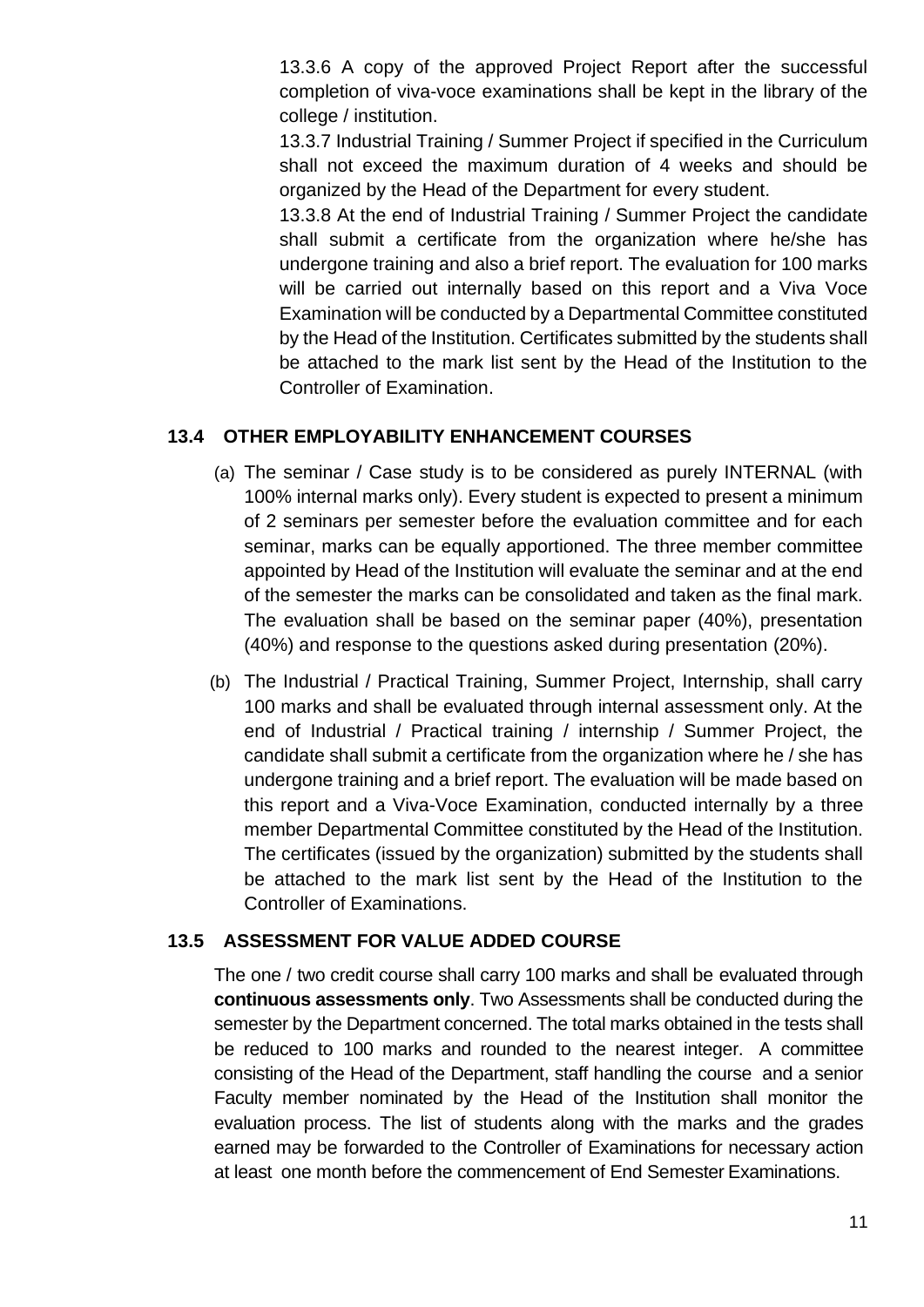13.3.6 A copy of the approved Project Report after the successful completion of viva-voce examinations shall be kept in the library of the college / institution.

13.3.7 Industrial Training / Summer Project if specified in the Curriculum shall not exceed the maximum duration of 4 weeks and should be organized by the Head of the Department for every student.

13.3.8 At the end of Industrial Training / Summer Project the candidate shall submit a certificate from the organization where he/she has undergone training and also a brief report. The evaluation for 100 marks will be carried out internally based on this report and a Viva Voce Examination will be conducted by a Departmental Committee constituted by the Head of the Institution. Certificates submitted by the students shall be attached to the mark list sent by the Head of the Institution to the Controller of Examination.

### 13.4 OTHER EMPLOYABILITY ENHANCEMENT COURSES

(a) The seminar / Case study is to be considered as purely INTERNAL (with 100% internal marks only). Every student is expected to present a minimum of 2 seminars per semester before the evaluation committee and for each seminar, marks can be equally apportioned. The three member committee appointed by Head of the Institution will evaluate the seminar and at the end of the semester the marks can be consolidated and taken as the final mark. The evaluation shall be based on the seminar paper (40%), presentation (40%) and response to the questions asked during presentation (20%).

(b) The Industrial / Practical Training, Summer Project, Internship, shall carry 100 marks and shall be evaluated through internal assessment only. At the end of Industrial / Practical training / internship / Summer Project, the candidate shall submit a certificate from the organization where he / she has undergone training and a brief report. The evaluation will be made based on this report and a Viva-Voce Examination, conducted internally by a three member Departmental Committee constituted by the Head of the Institution. The certificates (issued by the organization) submitted by the students shall be attached to the mark list sent by the Head of the Institution to the Controller of Examinations.

### 13.5 ASSESSMENT FOR VALUE ADDED COURSE

The one / two credit course shall carry 100 marks and shall be evaluated through **continuous assessments only**. Two Assessments shall be conducted during the semester by the Department concerned. The total marks obtained in the tests shall be reduced to 100 marks and rounded to the nearest integer. A committee consisting of the Head of the Department, staff handling the course and a senior Faculty member nominated by the Head of the Institution shall monitor the evaluation process. The list of students along with the marks and the grades earned may be forwarded to the Controller of Examinations for necessary action at least one month before the commencement of End Semester Examinations.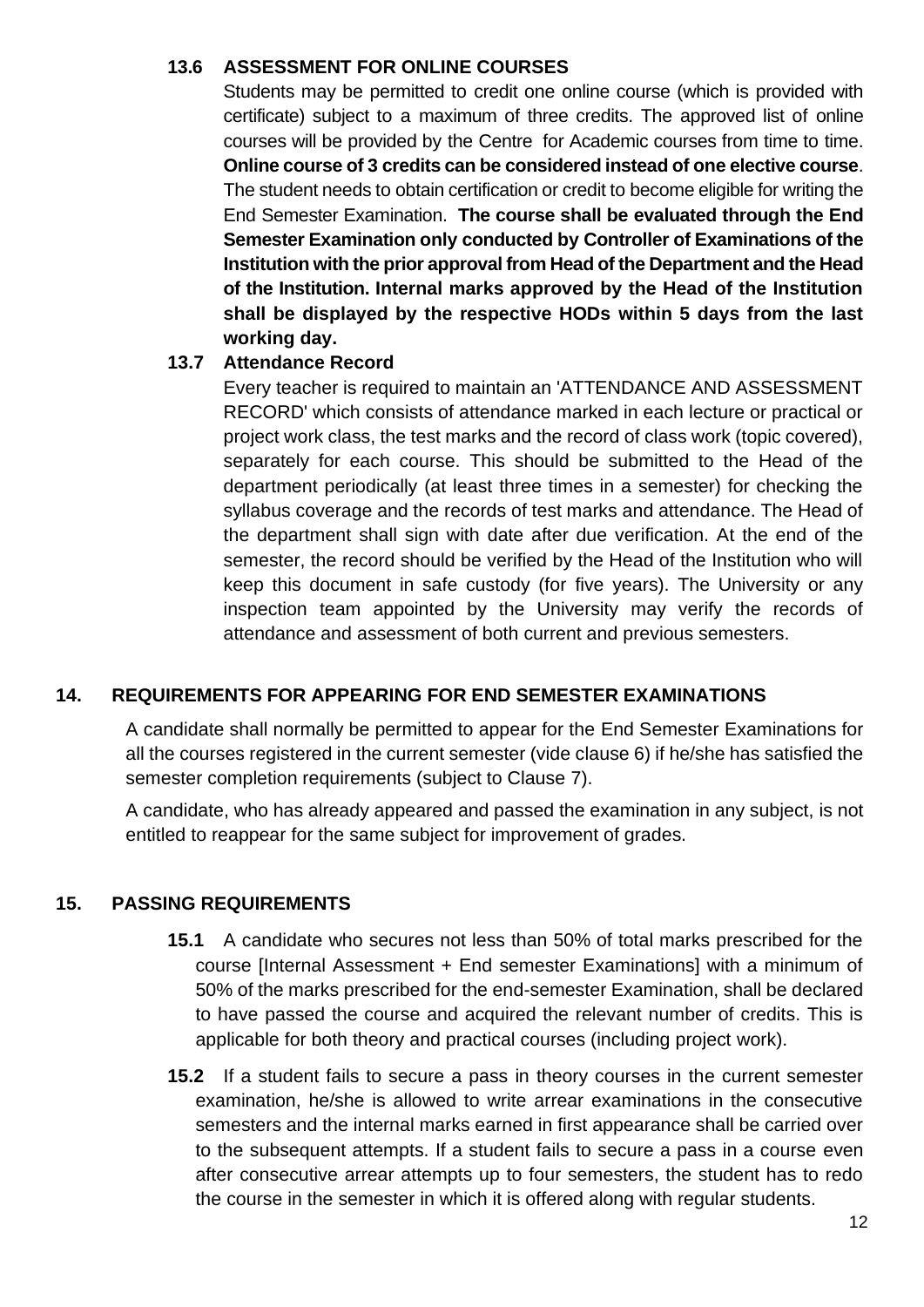### 13.6 ASSESSMENT FOR ONLINE COURSES

Students may be permitted to credit one online course (which is provided with certificate) subject to a maximum of three credits. The approved list of online courses will be provided by the Centre for Academic courses from time to time. **Online course of 3 credits can be considered instead of one elective course**. The student needs to obtain certification or credit to become eligible for writing the End Semester Examination. **The course shall be evaluated through the End Semester Examination only conducted by Controller of Examinations of the Institution with the prior approval from Head of the Department and the Head of the Institution. Internal marks approved by the Head of the Institution shall be displayed by the respective HODs within 5 days from the last working day.**

### 13.7 Attendance Record

Every teacher is required to maintain an 'ATTENDANCE AND ASSESSMENT RECORD' which consists of attendance marked in each lecture or practical or project work class, the test marks and the record of class work (topic covered), separately for each course. This should be submitted to the Head of the department periodically (at least three times in a semester) for checking the syllabus coverage and the records of test marks and attendance. The Head of the department shall sign with date after due verification. At the end of the semester, the record should be verified by the Head of the Institution who will keep this document in safe custody (for five years). The University or any inspection team appointed by the University may verify the records of attendance and assessment of both current and previous semesters.

## 14. REQUIREMENTS FOR APPEARING FOR END SEMESTER EXAMINATIONS

A candidate shall normally be permitted to appear for the End Semester Examinations for all the courses registered in the current semester (vide clause 6) if he/she has satisfied the semester completion requirements (subject to Clause 7).

A candidate, who has already appeared and passed the examination in any subject, is not entitled to reappear for the same subject for improvement of grades.

## 15. PASSING REQUIREMENTS

**15.1** A candidate who secures not less than 50% of total marks prescribed for the course [Internal Assessment + End semester Examinations] with a minimum of 50% of the marks prescribed for the end-semester Examination, shall be declared to have passed the course and acquired the relevant number of credits. This is applicable for both theory and practical courses (including project work).

**15.2** If a student fails to secure a pass in theory courses in the current semester examination, he/she is allowed to write arrear examinations in the consecutive semesters and the internal marks earned in first appearance shall be carried over to the subsequent attempts. If a student fails to secure a pass in a course even after consecutive arrear attempts up to four semesters, the student has to redo the course in the semester in which it is offered along with regular students.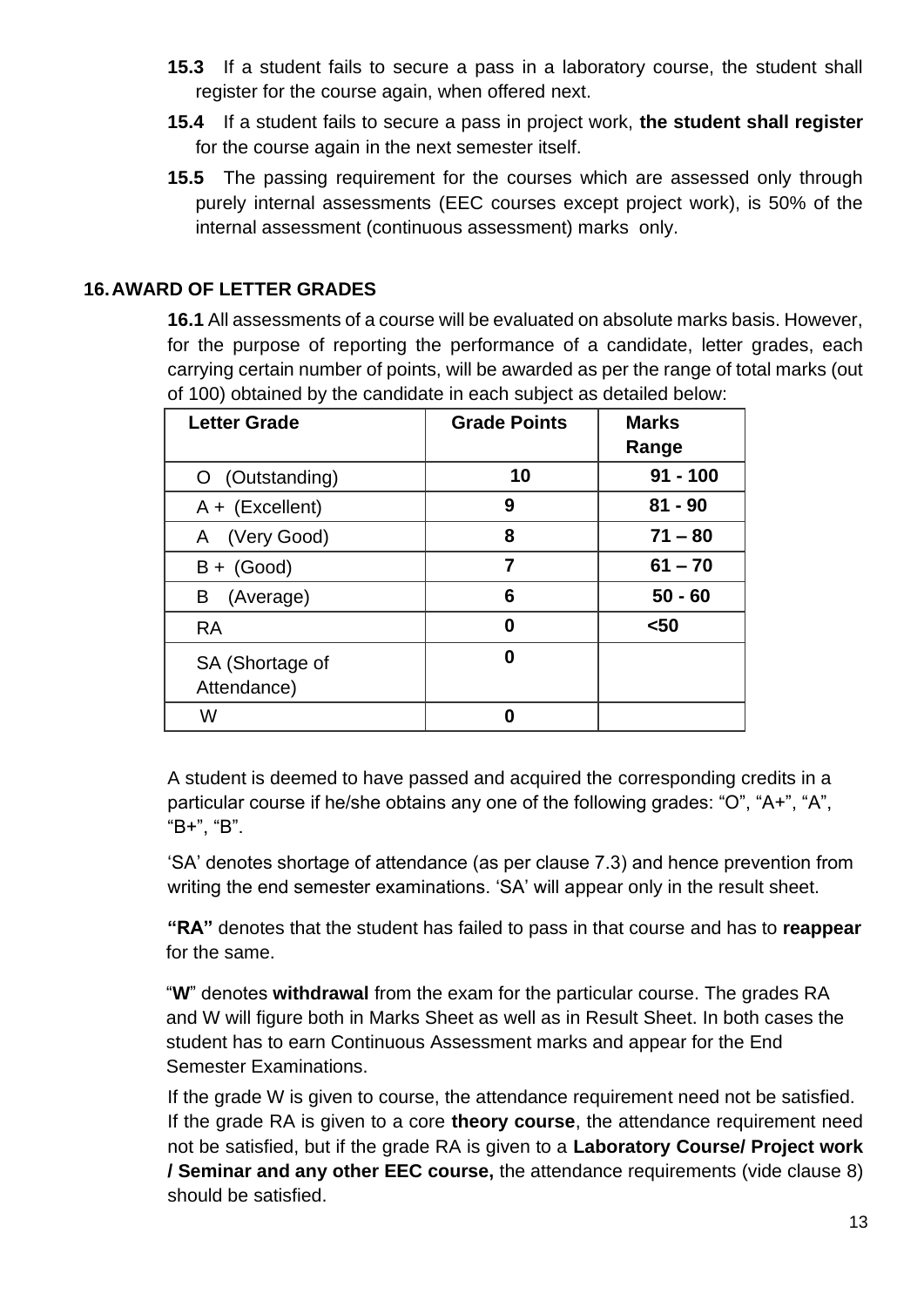**15.3** If a student fails to secure a pass in a laboratory course, the student shall register for the course again, when offered next.

**15.4** If a student fails to secure a pass in project work, **the student shall register** for the course again in the next semester itself.

**15.5** The passing requirement for the courses which are assessed only through purely internal assessments (EEC courses except project work), is 50% of the internal assessment (continuous assessment) marks only.

## 16. AWARD OF LETTER GRADES

**16.1** All assessments of a course will be evaluated on absolute marks basis. However, for the purpose of reporting the performance of a candidate, letter grades, each carrying certain number of points, will be awarded as per the range of total marks (out of 100) obtained by the candidate in each subject as detailed below:

| Letter Grade | Grade Points | Marks Range |
|---|---|---|
| O (Outstanding) | **10** | **91 - 100** |
| A + (Excellent) | **9** | **81 - 90** |
| A (Very Good) | **8** | **71 – 80** |
| B + (Good) | **7** | **61 – 70** |
| B (Average) | **6** | **50 - 60** |
| RA | **0** | **<50** |
| SA (Shortage of Attendance) | **0** | |
| W | **0** | |

A student is deemed to have passed and acquired the corresponding credits in a particular course if he/she obtains any one of the following grades: "O", "A+", "A", "B+", "B".

'SA' denotes shortage of attendance (as per clause 7.3) and hence prevention from writing the end semester examinations. 'SA' will appear only in the result sheet.

**"RA"** denotes that the student has failed to pass in that course and has to **reappear** for the same.

"**W**" denotes **withdrawal** from the exam for the particular course. The grades RA and W will figure both in Marks Sheet as well as in Result Sheet. In both cases the student has to earn Continuous Assessment marks and appear for the End Semester Examinations.

If the grade W is given to course, the attendance requirement need not be satisfied. If the grade RA is given to a core **theory course**, the attendance requirement need not be satisfied, but if the grade RA is given to a **Laboratory Course/ Project work / Seminar and any other EEC course,** the attendance requirements (vide clause 8) should be satisfied.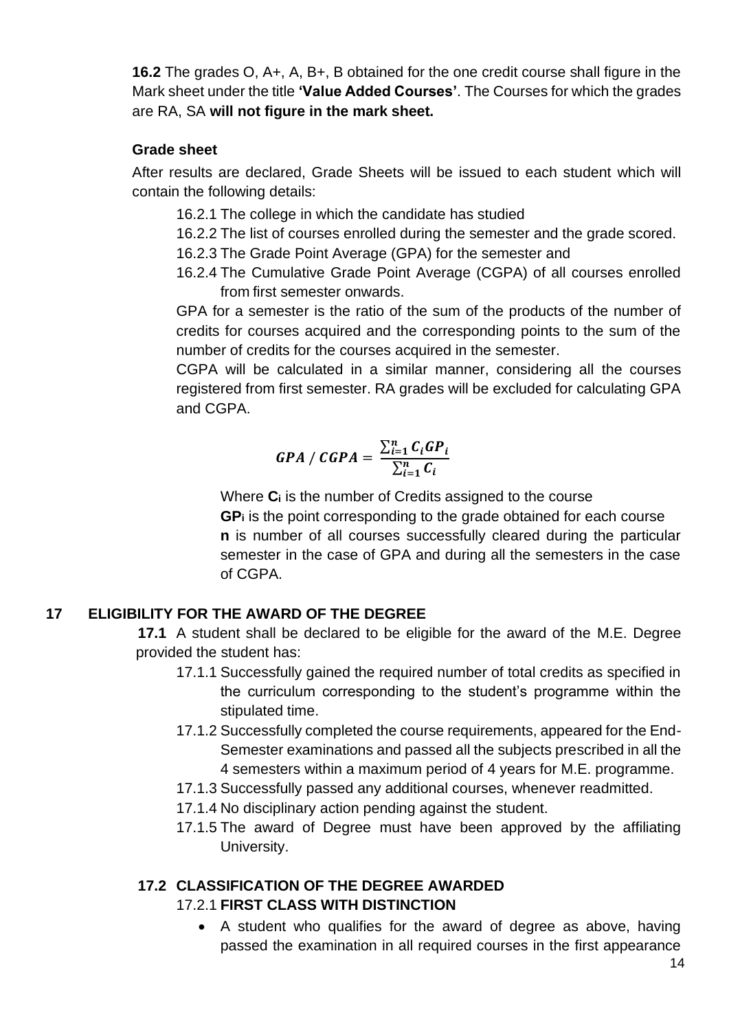**16.2** The grades O, A+, A, B+, B obtained for the one credit course shall figure in the Mark sheet under the title **'Value Added Courses'**. The Courses for which the grades are RA, SA **will not figure in the mark sheet.**

**Grade sheet**

After results are declared, Grade Sheets will be issued to each student which will contain the following details:

16.2.1 The college in which the candidate has studied

16.2.2 The list of courses enrolled during the semester and the grade scored.

16.2.3 The Grade Point Average (GPA) for the semester and

16.2.4 The Cumulative Grade Point Average (CGPA) of all courses enrolled from first semester onwards.

GPA for a semester is the ratio of the sum of the products of the number of credits for courses acquired and the corresponding points to the sum of the number of credits for the courses acquired in the semester.

CGPA will be calculated in a similar manner, considering all the courses registered from first semester. RA grades will be excluded for calculating GPA and CGPA.

$$\boldsymbol{GPA\ /\ CGPA} = \frac{\sum_{i=1}^{n} \boldsymbol{C_i GP_i}}{\sum_{i=1}^{n} \boldsymbol{C_i}}$$

Where $\mathbf{C_i}$ is the number of Credits assigned to the course

$\mathbf{GP_i}$ is the point corresponding to the grade obtained for each course

**n** is number of all courses successfully cleared during the particular semester in the case of GPA and during all the semesters in the case of CGPA.

## 17 ELIGIBILITY FOR THE AWARD OF THE DEGREE

**17.1** A student shall be declared to be eligible for the award of the M.E. Degree provided the student has:

17.1.1 Successfully gained the required number of total credits as specified in the curriculum corresponding to the student's programme within the stipulated time.

17.1.2 Successfully completed the course requirements, appeared for the End-Semester examinations and passed all the subjects prescribed in all the 4 semesters within a maximum period of 4 years for M.E. programme.

17.1.3 Successfully passed any additional courses, whenever readmitted.

17.1.4 No disciplinary action pending against the student.

17.1.5 The award of Degree must have been approved by the affiliating University.

### 17.2 CLASSIFICATION OF THE DEGREE AWARDED

17.2.1 **FIRST CLASS WITH DISTINCTION**

- A student who qualifies for the award of degree as above, having passed the examination in all required courses in the first appearance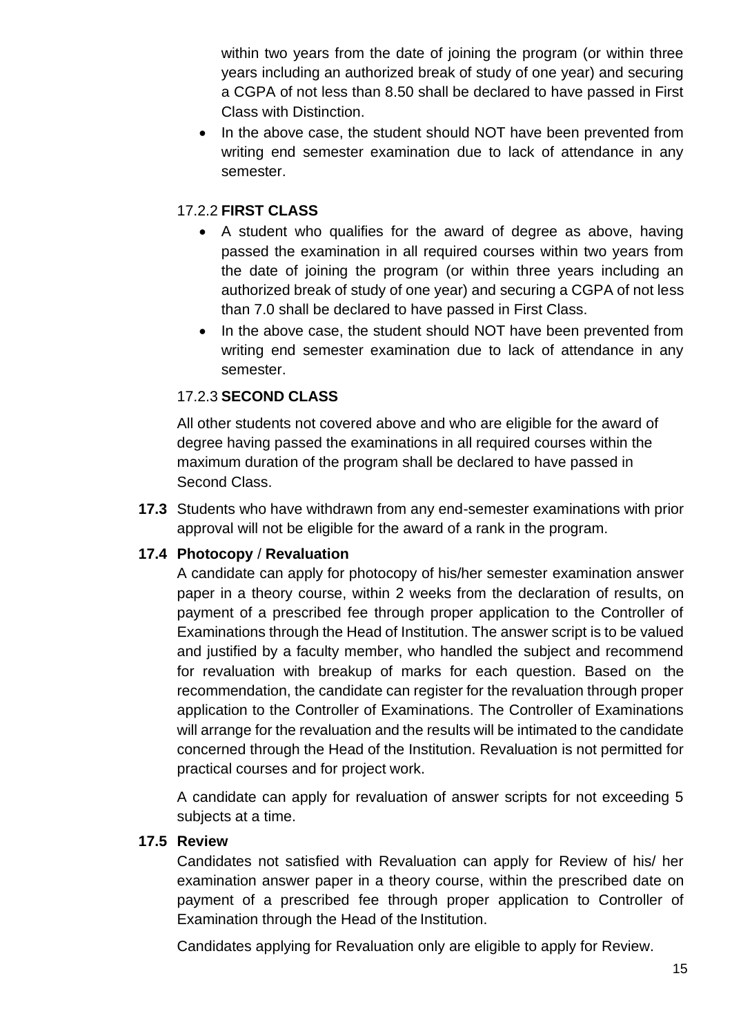within two years from the date of joining the program (or within three years including an authorized break of study of one year) and securing a CGPA of not less than 8.50 shall be declared to have passed in First Class with Distinction.

- In the above case, the student should NOT have been prevented from writing end semester examination due to lack of attendance in any semester.

#### 17.2.2 **FIRST CLASS**

- A student who qualifies for the award of degree as above, having passed the examination in all required courses within two years from the date of joining the program (or within three years including an authorized break of study of one year) and securing a CGPA of not less than 7.0 shall be declared to have passed in First Class.
- In the above case, the student should NOT have been prevented from writing end semester examination due to lack of attendance in any semester.

#### 17.2.3 **SECOND CLASS**

All other students not covered above and who are eligible for the award of degree having passed the examinations in all required courses within the maximum duration of the program shall be declared to have passed in Second Class.

**17.3** Students who have withdrawn from any end-semester examinations with prior approval will not be eligible for the award of a rank in the program.

### 17.4 Photocopy / Revaluation

A candidate can apply for photocopy of his/her semester examination answer paper in a theory course, within 2 weeks from the declaration of results, on payment of a prescribed fee through proper application to the Controller of Examinations through the Head of Institution. The answer script is to be valued and justified by a faculty member, who handled the subject and recommend for revaluation with breakup of marks for each question. Based on the recommendation, the candidate can register for the revaluation through proper application to the Controller of Examinations. The Controller of Examinations will arrange for the revaluation and the results will be intimated to the candidate concerned through the Head of the Institution. Revaluation is not permitted for practical courses and for project work.

A candidate can apply for revaluation of answer scripts for not exceeding 5 subjects at a time.

### 17.5 Review

Candidates not satisfied with Revaluation can apply for Review of his/ her examination answer paper in a theory course, within the prescribed date on payment of a prescribed fee through proper application to Controller of Examination through the Head of the Institution.

Candidates applying for Revaluation only are eligible to apply for Review.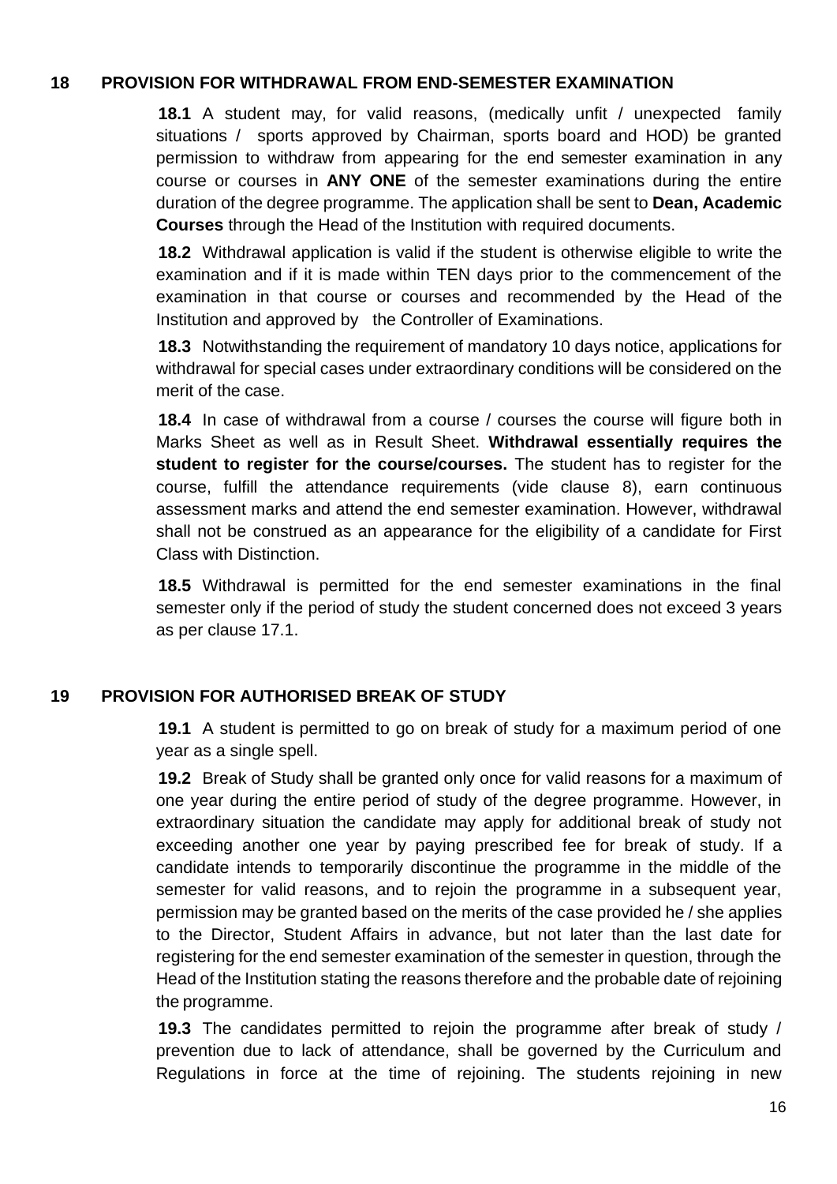## 18 PROVISION FOR WITHDRAWAL FROM END-SEMESTER EXAMINATION

**18.1** A student may, for valid reasons, (medically unfit / unexpected family situations / sports approved by Chairman, sports board and HOD) be granted permission to withdraw from appearing for the end semester examination in any course or courses in **ANY ONE** of the semester examinations during the entire duration of the degree programme. The application shall be sent to **Dean, Academic Courses** through the Head of the Institution with required documents.

**18.2** Withdrawal application is valid if the student is otherwise eligible to write the examination and if it is made within TEN days prior to the commencement of the examination in that course or courses and recommended by the Head of the Institution and approved by the Controller of Examinations.

**18.3** Notwithstanding the requirement of mandatory 10 days notice, applications for withdrawal for special cases under extraordinary conditions will be considered on the merit of the case.

**18.4** In case of withdrawal from a course / courses the course will figure both in Marks Sheet as well as in Result Sheet. **Withdrawal essentially requires the student to register for the course/courses.** The student has to register for the course, fulfill the attendance requirements (vide clause 8), earn continuous assessment marks and attend the end semester examination. However, withdrawal shall not be construed as an appearance for the eligibility of a candidate for First Class with Distinction.

**18.5** Withdrawal is permitted for the end semester examinations in the final semester only if the period of study the student concerned does not exceed 3 years as per clause 17.1.

## 19 PROVISION FOR AUTHORISED BREAK OF STUDY

**19.1** A student is permitted to go on break of study for a maximum period of one year as a single spell.

**19.2** Break of Study shall be granted only once for valid reasons for a maximum of one year during the entire period of study of the degree programme. However, in extraordinary situation the candidate may apply for additional break of study not exceeding another one year by paying prescribed fee for break of study. If a candidate intends to temporarily discontinue the programme in the middle of the semester for valid reasons, and to rejoin the programme in a subsequent year, permission may be granted based on the merits of the case provided he / she applies to the Director, Student Affairs in advance, but not later than the last date for registering for the end semester examination of the semester in question, through the Head of the Institution stating the reasons therefore and the probable date of rejoining the programme.

**19.3** The candidates permitted to rejoin the programme after break of study / prevention due to lack of attendance, shall be governed by the Curriculum and Regulations in force at the time of rejoining. The students rejoining in new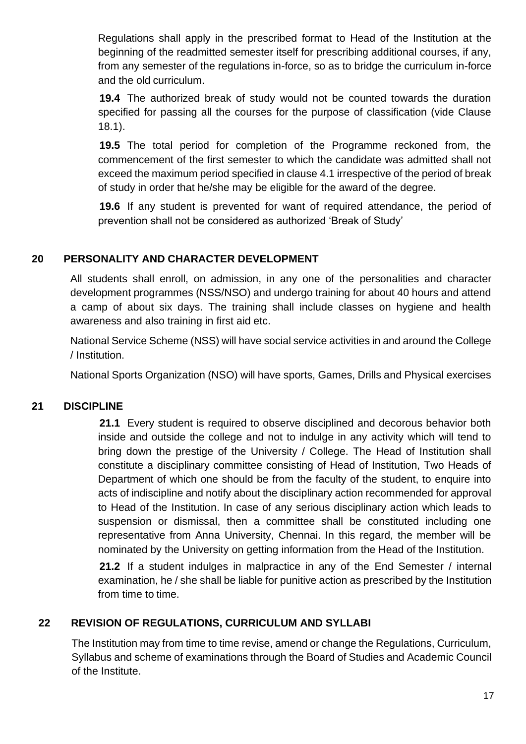Regulations shall apply in the prescribed format to Head of the Institution at the beginning of the readmitted semester itself for prescribing additional courses, if any, from any semester of the regulations in-force, so as to bridge the curriculum in-force and the old curriculum.

**19.4** The authorized break of study would not be counted towards the duration specified for passing all the courses for the purpose of classification (vide Clause 18.1).

**19.5** The total period for completion of the Programme reckoned from, the commencement of the first semester to which the candidate was admitted shall not exceed the maximum period specified in clause 4.1 irrespective of the period of break of study in order that he/she may be eligible for the award of the degree.

**19.6** If any student is prevented for want of required attendance, the period of prevention shall not be considered as authorized 'Break of Study'

## 20 PERSONALITY AND CHARACTER DEVELOPMENT

All students shall enroll, on admission, in any one of the personalities and character development programmes (NSS/NSO) and undergo training for about 40 hours and attend a camp of about six days. The training shall include classes on hygiene and health awareness and also training in first aid etc.

National Service Scheme (NSS) will have social service activities in and around the College / Institution.

National Sports Organization (NSO) will have sports, Games, Drills and Physical exercises

## 21 DISCIPLINE

**21.1** Every student is required to observe disciplined and decorous behavior both inside and outside the college and not to indulge in any activity which will tend to bring down the prestige of the University / College. The Head of Institution shall constitute a disciplinary committee consisting of Head of Institution, Two Heads of Department of which one should be from the faculty of the student, to enquire into acts of indiscipline and notify about the disciplinary action recommended for approval to Head of the Institution. In case of any serious disciplinary action which leads to suspension or dismissal, then a committee shall be constituted including one representative from Anna University, Chennai. In this regard, the member will be nominated by the University on getting information from the Head of the Institution.

**21.2** If a student indulges in malpractice in any of the End Semester / internal examination, he / she shall be liable for punitive action as prescribed by the Institution from time to time.

## 22 REVISION OF REGULATIONS, CURRICULUM AND SYLLABI

The Institution may from time to time revise, amend or change the Regulations, Curriculum, Syllabus and scheme of examinations through the Board of Studies and Academic Council of the Institute.